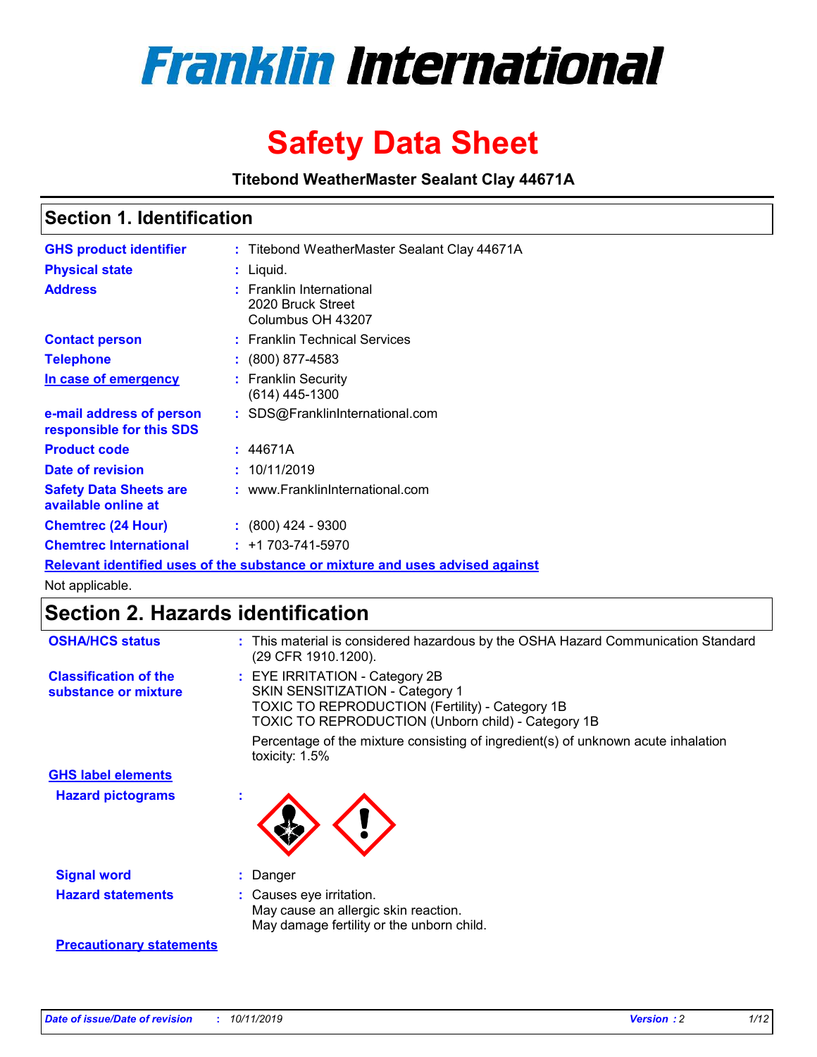# Franklin International

# Safety Data Sheet

**Titebond WeatherMaster Sealant Clay 44671A**

## Section 1. Identification

| | | |
|---|---|---|
| **GHS product identifier** | : | Titebond WeatherMaster Sealant Clay 44671A |
| **Physical state** | : | Liquid. |
| **Address** | : | Franklin International<br>2020 Bruck Street<br>Columbus OH 43207 |
| **Contact person** | : | Franklin Technical Services |
| **Telephone** | : | (800) 877-4583 |
| **In case of emergency** | : | Franklin Security<br>(614) 445-1300 |
| **e-mail address of person responsible for this SDS** | : | SDS@FranklinInternational.com |
| **Product code** | : | 44671A |
| **Date of revision** | : | 10/11/2019 |
| **Safety Data Sheets are available online at** | : | www.FranklinInternational.com |
| **Chemtrec (24 Hour)** | : | (800) 424 - 9300 |
| **Chemtrec International** | : | +1 703-741-5970 |

**Relevant identified uses of the substance or mixture and uses advised against**

Not applicable.

## Section 2. Hazards identification

| | | |
|---|---|---|
| **OSHA/HCS status** | : | This material is considered hazardous by the OSHA Hazard Communication Standard (29 CFR 1910.1200). |
| **Classification of the substance or mixture** | : | EYE IRRITATION - Category 2B<br>SKIN SENSITIZATION - Category 1<br>TOXIC TO REPRODUCTION (Fertility) - Category 1B<br>TOXIC TO REPRODUCTION (Unborn child) - Category 1B<br><br>Percentage of the mixture consisting of ingredient(s) of unknown acute inhalation toxicity: 1.5% |

**GHS label elements**

| | | |
|---|---|---|
| **Hazard pictograms** | : | |
| **Signal word** | : | Danger |
| **Hazard statements** | : | Causes eye irritation.<br>May cause an allergic skin reaction.<br>May damage fertility or the unborn child. |

**Precautionary statements**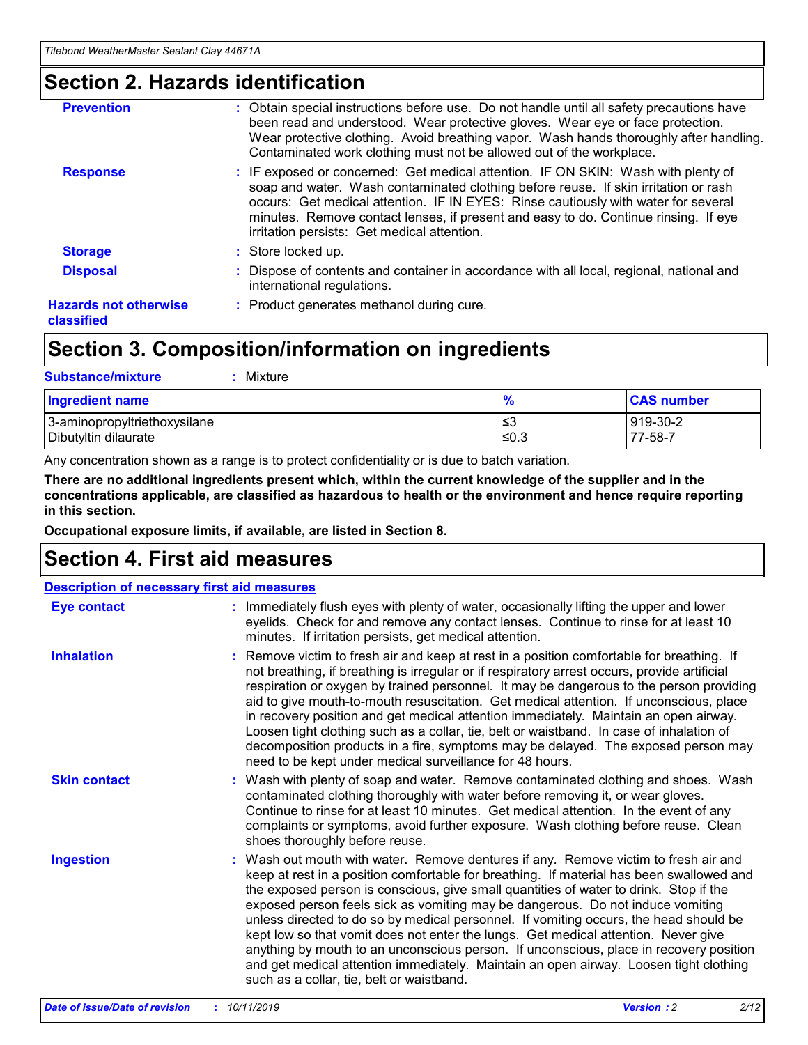## Section 2. Hazards identification

**Prevention** : Obtain special instructions before use. Do not handle until all safety precautions have been read and understood. Wear protective gloves. Wear eye or face protection. Wear protective clothing. Avoid breathing vapor. Wash hands thoroughly after handling. Contaminated work clothing must not be allowed out of the workplace.

**Response** : IF exposed or concerned: Get medical attention. IF ON SKIN: Wash with plenty of soap and water. Wash contaminated clothing before reuse. If skin irritation or rash occurs: Get medical attention. IF IN EYES: Rinse cautiously with water for several minutes. Remove contact lenses, if present and easy to do. Continue rinsing. If eye irritation persists: Get medical attention.

**Storage** : Store locked up.

**Disposal** : Dispose of contents and container in accordance with all local, regional, national and international regulations.

**Hazards not otherwise classified** : Product generates methanol during cure.

## Section 3. Composition/information on ingredients

**Substance/mixture** : Mixture

| Ingredient name | % | CAS number |
|---|---|---|
| 3-aminopropyltriethoxysilane | ≤3 | 919-30-2 |
| Dibutyltin dilaurate | ≤0.3 | 77-58-7 |

Any concentration shown as a range is to protect confidentiality or is due to batch variation.

**There are no additional ingredients present which, within the current knowledge of the supplier and in the concentrations applicable, are classified as hazardous to health or the environment and hence require reporting in this section.**

**Occupational exposure limits, if available, are listed in Section 8.**

## Section 4. First aid measures

**Description of necessary first aid measures**

**Eye contact** : Immediately flush eyes with plenty of water, occasionally lifting the upper and lower eyelids. Check for and remove any contact lenses. Continue to rinse for at least 10 minutes. If irritation persists, get medical attention.

**Inhalation** : Remove victim to fresh air and keep at rest in a position comfortable for breathing. If not breathing, if breathing is irregular or if respiratory arrest occurs, provide artificial respiration or oxygen by trained personnel. It may be dangerous to the person providing aid to give mouth-to-mouth resuscitation. Get medical attention. If unconscious, place in recovery position and get medical attention immediately. Maintain an open airway. Loosen tight clothing such as a collar, tie, belt or waistband. In case of inhalation of decomposition products in a fire, symptoms may be delayed. The exposed person may need to be kept under medical surveillance for 48 hours.

**Skin contact** : Wash with plenty of soap and water. Remove contaminated clothing and shoes. Wash contaminated clothing thoroughly with water before removing it, or wear gloves. Continue to rinse for at least 10 minutes. Get medical attention. In the event of any complaints or symptoms, avoid further exposure. Wash clothing before reuse. Clean shoes thoroughly before reuse.

**Ingestion** : Wash out mouth with water. Remove dentures if any. Remove victim to fresh air and keep at rest in a position comfortable for breathing. If material has been swallowed and the exposed person is conscious, give small quantities of water to drink. Stop if the exposed person feels sick as vomiting may be dangerous. Do not induce vomiting unless directed to do so by medical personnel. If vomiting occurs, the head should be kept low so that vomit does not enter the lungs. Get medical attention. Never give anything by mouth to an unconscious person. If unconscious, place in recovery position and get medical attention immediately. Maintain an open airway. Loosen tight clothing such as a collar, tie, belt or waistband.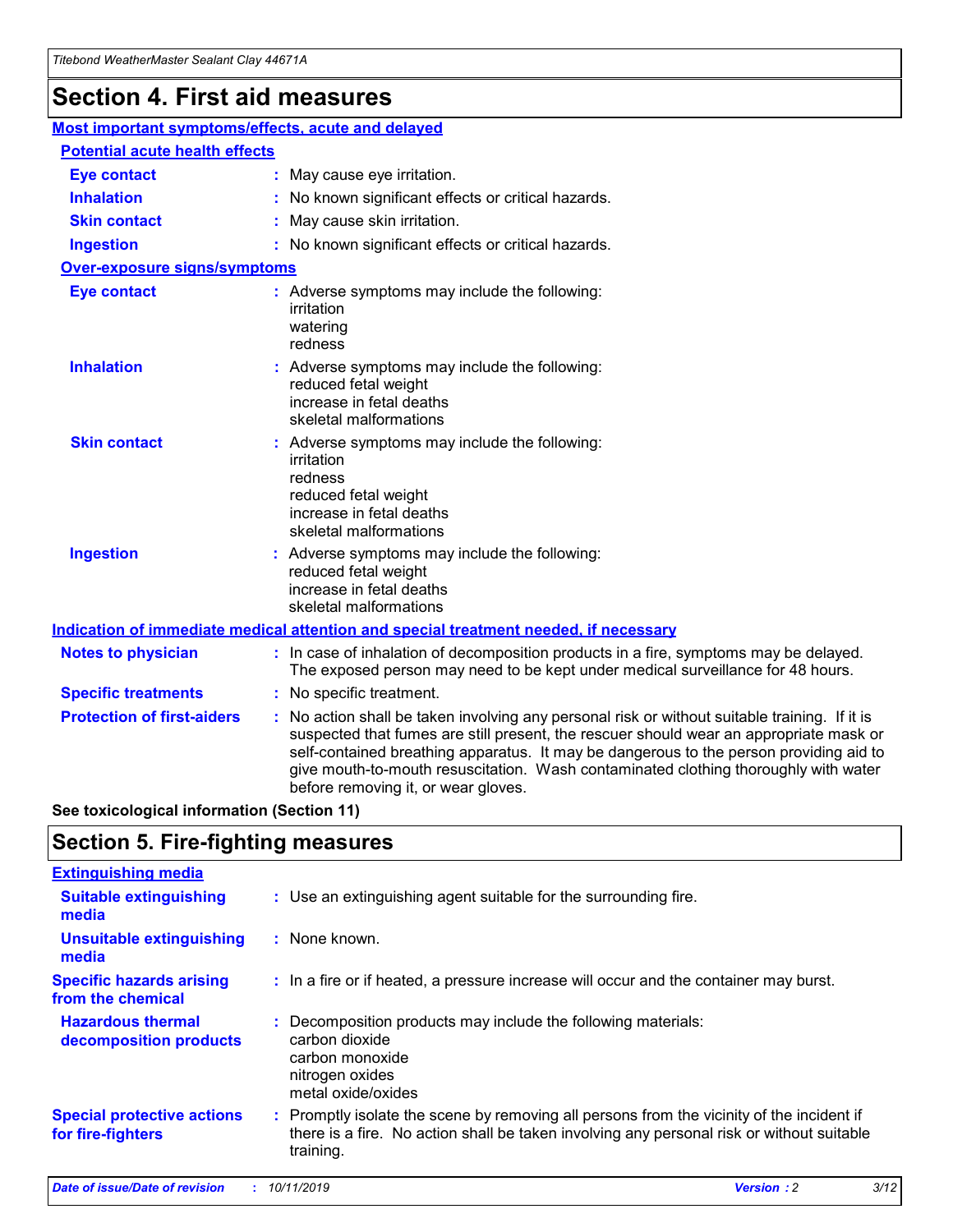# Section 4. First aid measures

## Most important symptoms/effects, acute and delayed

### Potential acute health effects

| | |
|---|---|
| **Eye contact** | : May cause eye irritation. |
| **Inhalation** | : No known significant effects or critical hazards. |
| **Skin contact** | : May cause skin irritation. |
| **Ingestion** | : No known significant effects or critical hazards. |

### Over-exposure signs/symptoms

| | |
|---|---|
| **Eye contact** | : Adverse symptoms may include the following: irritation watering redness |
| **Inhalation** | : Adverse symptoms may include the following: reduced fetal weight increase in fetal deaths skeletal malformations |
| **Skin contact** | : Adverse symptoms may include the following: irritation redness reduced fetal weight increase in fetal deaths skeletal malformations |
| **Ingestion** | : Adverse symptoms may include the following: reduced fetal weight increase in fetal deaths skeletal malformations |

## Indication of immediate medical attention and special treatment needed, if necessary

| | |
|---|---|
| **Notes to physician** | : In case of inhalation of decomposition products in a fire, symptoms may be delayed. The exposed person may need to be kept under medical surveillance for 48 hours. |
| **Specific treatments** | : No specific treatment. |
| **Protection of first-aiders** | : No action shall be taken involving any personal risk or without suitable training. If it is suspected that fumes are still present, the rescuer should wear an appropriate mask or self-contained breathing apparatus. It may be dangerous to the person providing aid to give mouth-to-mouth resuscitation. Wash contaminated clothing thoroughly with water before removing it, or wear gloves. |

**See toxicological information (Section 11)**

# Section 5. Fire-fighting measures

## Extinguishing media

| | |
|---|---|
| **Suitable extinguishing media** | : Use an extinguishing agent suitable for the surrounding fire. |
| **Unsuitable extinguishing media** | : None known. |
| **Specific hazards arising from the chemical** | : In a fire or if heated, a pressure increase will occur and the container may burst. |
| **Hazardous thermal decomposition products** | : Decomposition products may include the following materials: carbon dioxide carbon monoxide nitrogen oxides metal oxide/oxides |
| **Special protective actions for fire-fighters** | : Promptly isolate the scene by removing all persons from the vicinity of the incident if there is a fire. No action shall be taken involving any personal risk or without suitable training. |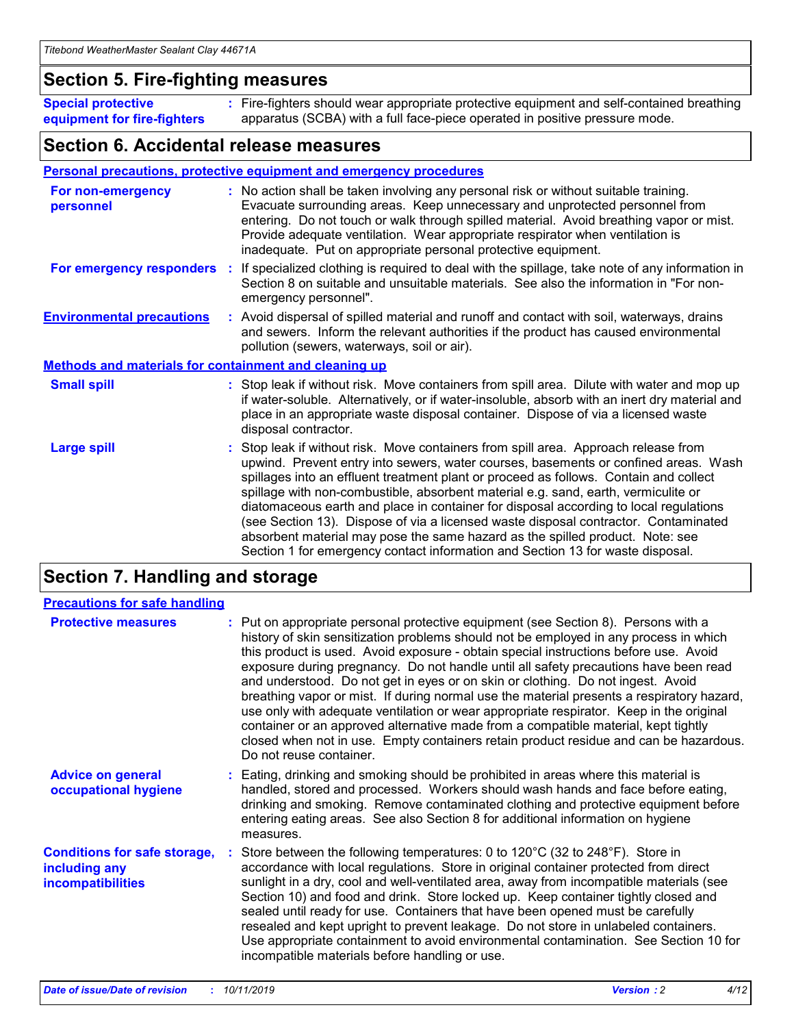## Section 5. Fire-fighting measures

**Special protective equipment for fire-fighters** : Fire-fighters should wear appropriate protective equipment and self-contained breathing apparatus (SCBA) with a full face-piece operated in positive pressure mode.

## Section 6. Accidental release measures

### Personal precautions, protective equipment and emergency procedures

**For non-emergency personnel** : No action shall be taken involving any personal risk or without suitable training. Evacuate surrounding areas. Keep unnecessary and unprotected personnel from entering. Do not touch or walk through spilled material. Avoid breathing vapor or mist. Provide adequate ventilation. Wear appropriate respirator when ventilation is inadequate. Put on appropriate personal protective equipment.

**For emergency responders** : If specialized clothing is required to deal with the spillage, take note of any information in Section 8 on suitable and unsuitable materials. See also the information in "For non-emergency personnel".

**Environmental precautions** : Avoid dispersal of spilled material and runoff and contact with soil, waterways, drains and sewers. Inform the relevant authorities if the product has caused environmental pollution (sewers, waterways, soil or air).

### Methods and materials for containment and cleaning up

**Small spill** : Stop leak if without risk. Move containers from spill area. Dilute with water and mop up if water-soluble. Alternatively, or if water-insoluble, absorb with an inert dry material and place in an appropriate waste disposal container. Dispose of via a licensed waste disposal contractor.

**Large spill** : Stop leak if without risk. Move containers from spill area. Approach release from upwind. Prevent entry into sewers, water courses, basements or confined areas. Wash spillages into an effluent treatment plant or proceed as follows. Contain and collect spillage with non-combustible, absorbent material e.g. sand, earth, vermiculite or diatomaceous earth and place in container for disposal according to local regulations (see Section 13). Dispose of via a licensed waste disposal contractor. Contaminated absorbent material may pose the same hazard as the spilled product. Note: see Section 1 for emergency contact information and Section 13 for waste disposal.

## Section 7. Handling and storage

### Precautions for safe handling

**Protective measures** : Put on appropriate personal protective equipment (see Section 8). Persons with a history of skin sensitization problems should not be employed in any process in which this product is used. Avoid exposure - obtain special instructions before use. Avoid exposure during pregnancy. Do not handle until all safety precautions have been read and understood. Do not get in eyes or on skin or clothing. Do not ingest. Avoid breathing vapor or mist. If during normal use the material presents a respiratory hazard, use only with adequate ventilation or wear appropriate respirator. Keep in the original container or an approved alternative made from a compatible material, kept tightly closed when not in use. Empty containers retain product residue and can be hazardous. Do not reuse container.

**Advice on general occupational hygiene** : Eating, drinking and smoking should be prohibited in areas where this material is handled, stored and processed. Workers should wash hands and face before eating, drinking and smoking. Remove contaminated clothing and protective equipment before entering eating areas. See also Section 8 for additional information on hygiene measures.

**Conditions for safe storage, including any incompatibilities** : Store between the following temperatures: 0 to 120°C (32 to 248°F). Store in accordance with local regulations. Store in original container protected from direct sunlight in a dry, cool and well-ventilated area, away from incompatible materials (see Section 10) and food and drink. Store locked up. Keep container tightly closed and sealed until ready for use. Containers that have been opened must be carefully resealed and kept upright to prevent leakage. Do not store in unlabeled containers. Use appropriate containment to avoid environmental contamination. See Section 10 for incompatible materials before handling or use.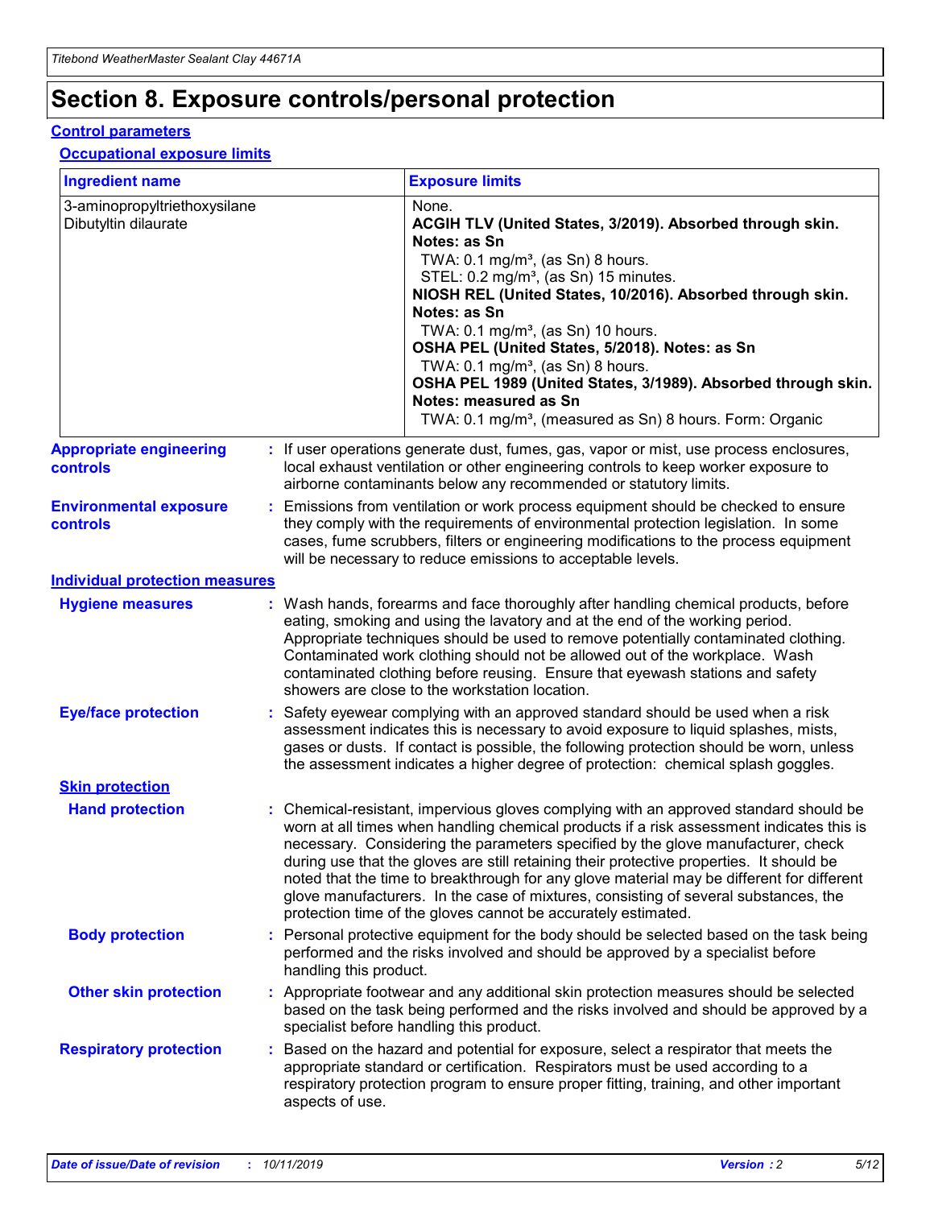# Section 8. Exposure controls/personal protection

## Control parameters

### Occupational exposure limits

| Ingredient name | Exposure limits |
|---|---|
| 3-aminopropyltriethoxysilane | None. |
| Dibutyltin dilaurate | **ACGIH TLV (United States, 3/2019). Absorbed through skin. Notes: as Sn**<br>TWA: 0.1 mg/m³, (as Sn) 8 hours.<br>STEL: 0.2 mg/m³, (as Sn) 15 minutes.<br>**NIOSH REL (United States, 10/2016). Absorbed through skin. Notes: as Sn**<br>TWA: 0.1 mg/m³, (as Sn) 10 hours.<br>**OSHA PEL (United States, 5/2018). Notes: as Sn**<br>TWA: 0.1 mg/m³, (as Sn) 8 hours.<br>**OSHA PEL 1989 (United States, 3/1989). Absorbed through skin. Notes: measured as Sn**<br>TWA: 0.1 mg/m³, (measured as Sn) 8 hours. Form: Organic |

**Appropriate engineering controls** : If user operations generate dust, fumes, gas, vapor or mist, use process enclosures, local exhaust ventilation or other engineering controls to keep worker exposure to airborne contaminants below any recommended or statutory limits.

**Environmental exposure controls** : Emissions from ventilation or work process equipment should be checked to ensure they comply with the requirements of environmental protection legislation. In some cases, fume scrubbers, filters or engineering modifications to the process equipment will be necessary to reduce emissions to acceptable levels.

## Individual protection measures

**Hygiene measures** : Wash hands, forearms and face thoroughly after handling chemical products, before eating, smoking and using the lavatory and at the end of the working period. Appropriate techniques should be used to remove potentially contaminated clothing. Contaminated work clothing should not be allowed out of the workplace. Wash contaminated clothing before reusing. Ensure that eyewash stations and safety showers are close to the workstation location.

**Eye/face protection** : Safety eyewear complying with an approved standard should be used when a risk assessment indicates this is necessary to avoid exposure to liquid splashes, mists, gases or dusts. If contact is possible, the following protection should be worn, unless the assessment indicates a higher degree of protection: chemical splash goggles.

### Skin protection

**Hand protection** : Chemical-resistant, impervious gloves complying with an approved standard should be worn at all times when handling chemical products if a risk assessment indicates this is necessary. Considering the parameters specified by the glove manufacturer, check during use that the gloves are still retaining their protective properties. It should be noted that the time to breakthrough for any glove material may be different for different glove manufacturers. In the case of mixtures, consisting of several substances, the protection time of the gloves cannot be accurately estimated.

**Body protection** : Personal protective equipment for the body should be selected based on the task being performed and the risks involved and should be approved by a specialist before handling this product.

**Other skin protection** : Appropriate footwear and any additional skin protection measures should be selected based on the task being performed and the risks involved and should be approved by a specialist before handling this product.

**Respiratory protection** : Based on the hazard and potential for exposure, select a respirator that meets the appropriate standard or certification. Respirators must be used according to a respiratory protection program to ensure proper fitting, training, and other important aspects of use.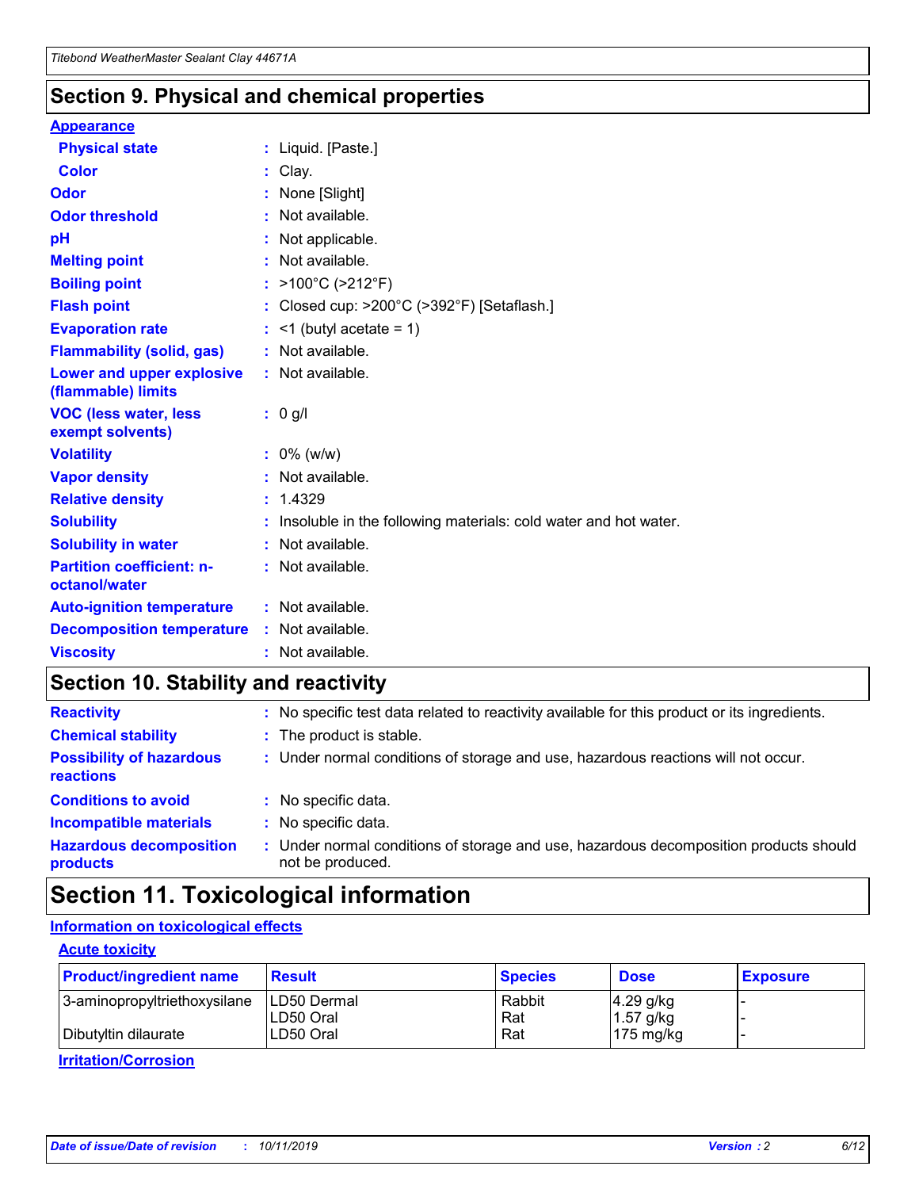## Section 9. Physical and chemical properties

### Appearance

| | |
|---|---|
| **Physical state** | : Liquid. [Paste.] |
| **Color** | : Clay. |
| **Odor** | : None [Slight] |
| **Odor threshold** | : Not available. |
| **pH** | : Not applicable. |
| **Melting point** | : Not available. |
| **Boiling point** | : >100°C (>212°F) |
| **Flash point** | : Closed cup: >200°C (>392°F) [Setaflash.] |
| **Evaporation rate** | : <1 (butyl acetate = 1) |
| **Flammability (solid, gas)** | : Not available. |
| **Lower and upper explosive (flammable) limits** | : Not available. |
| **VOC (less water, less exempt solvents)** | : 0 g/l |
| **Volatility** | : 0% (w/w) |
| **Vapor density** | : Not available. |
| **Relative density** | : 1.4329 |
| **Solubility** | : Insoluble in the following materials: cold water and hot water. |
| **Solubility in water** | : Not available. |
| **Partition coefficient: n-octanol/water** | : Not available. |
| **Auto-ignition temperature** | : Not available. |
| **Decomposition temperature** | : Not available. |
| **Viscosity** | : Not available. |

## Section 10. Stability and reactivity

| | |
|---|---|
| **Reactivity** | : No specific test data related to reactivity available for this product or its ingredients. |
| **Chemical stability** | : The product is stable. |
| **Possibility of hazardous reactions** | : Under normal conditions of storage and use, hazardous reactions will not occur. |
| **Conditions to avoid** | : No specific data. |
| **Incompatible materials** | : No specific data. |
| **Hazardous decomposition products** | : Under normal conditions of storage and use, hazardous decomposition products should not be produced. |

## Section 11. Toxicological information

### Information on toxicological effects

#### Acute toxicity

| Product/ingredient name | Result | Species | Dose | Exposure |
|---|---|---|---|---|
| 3-aminopropyltriethoxysilane | LD50 Dermal | Rabbit | 4.29 g/kg | - |
| | LD50 Oral | Rat | 1.57 g/kg | - |
| Dibutyltin dilaurate | LD50 Oral | Rat | 175 mg/kg | - |

#### Irritation/Corrosion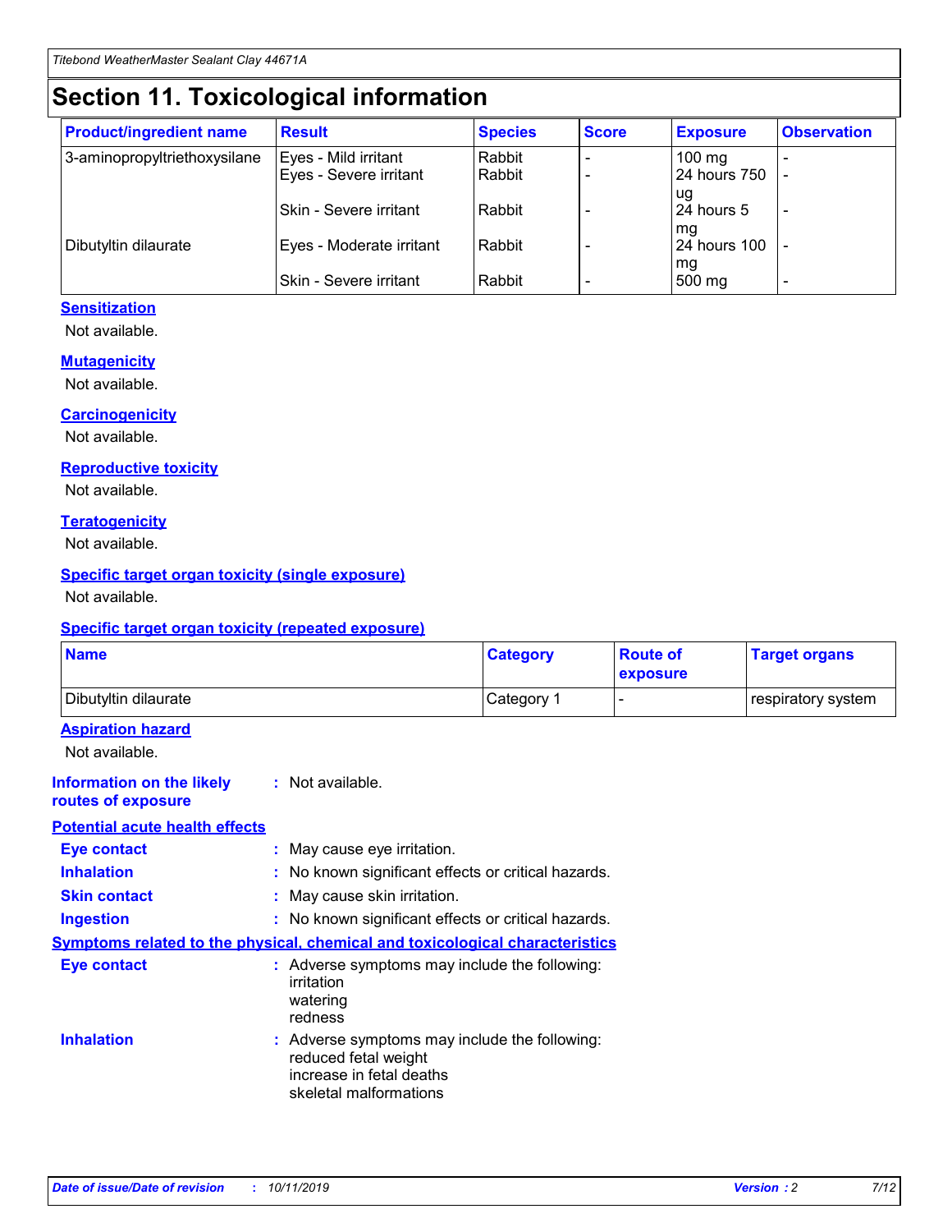# Section 11. Toxicological information

| Product/ingredient name | Result | Species | Score | Exposure | Observation |
| --- | --- | --- | --- | --- | --- |
| 3-aminopropyltriethoxysilane | Eyes - Mild irritant | Rabbit | - | 100 mg | - |
| | Eyes - Severe irritant | Rabbit | - | 24 hours 750 ug | - |
| | Skin - Severe irritant | Rabbit | - | 24 hours 5 mg | - |
| Dibutyltin dilaurate | Eyes - Moderate irritant | Rabbit | - | 24 hours 100 mg | - |
| | Skin - Severe irritant | Rabbit | - | 500 mg | - |

### Sensitization

Not available.

### Mutagenicity

Not available.

### Carcinogenicity

Not available.

### Reproductive toxicity

Not available.

### Teratogenicity

Not available.

### Specific target organ toxicity (single exposure)

Not available.

### Specific target organ toxicity (repeated exposure)

| Name | Category | Route of exposure | Target organs |
| --- | --- | --- | --- |
| Dibutyltin dilaurate | Category 1 | - | respiratory system |

### Aspiration hazard

Not available.

**Information on the likely routes of exposure** : Not available.

### Potential acute health effects

**Eye contact** : May cause eye irritation.

**Inhalation** : No known significant effects or critical hazards.

**Skin contact** : May cause skin irritation.

**Ingestion** : No known significant effects or critical hazards.

### Symptoms related to the physical, chemical and toxicological characteristics

**Eye contact** : Adverse symptoms may include the following:
irritation
watering
redness

**Inhalation** : Adverse symptoms may include the following:
reduced fetal weight
increase in fetal deaths
skeletal malformations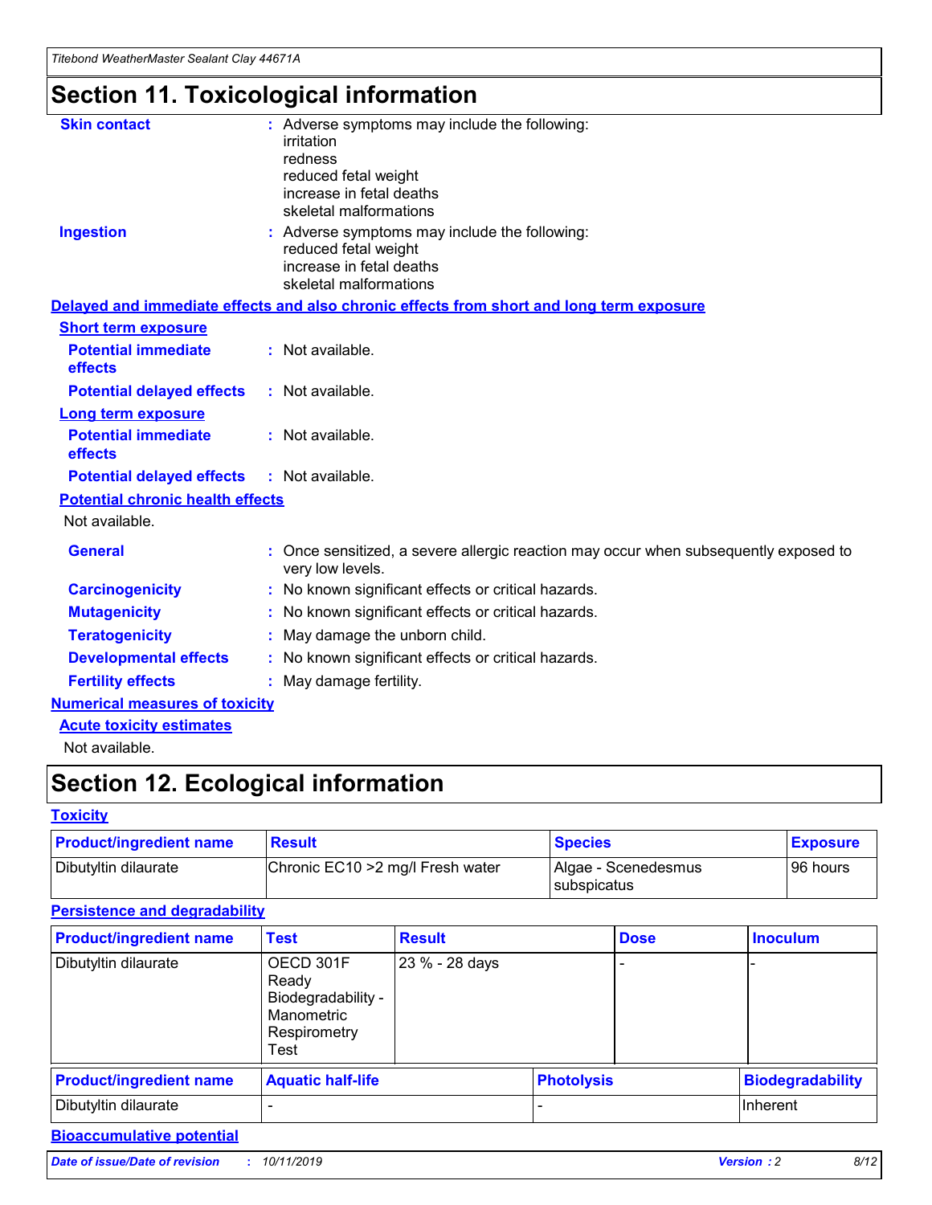# Section 11. Toxicological information

**Skin contact** : Adverse symptoms may include the following:
irritation
redness
reduced fetal weight
increase in fetal deaths
skeletal malformations

**Ingestion** : Adverse symptoms may include the following:
reduced fetal weight
increase in fetal deaths
skeletal malformations

**Delayed and immediate effects and also chronic effects from short and long term exposure**

**Short term exposure**

**Potential immediate effects** : Not available.

**Potential delayed effects** : Not available.

**Long term exposure**

**Potential immediate effects** : Not available.

**Potential delayed effects** : Not available.

**Potential chronic health effects**

Not available.

**General** : Once sensitized, a severe allergic reaction may occur when subsequently exposed to very low levels.

**Carcinogenicity** : No known significant effects or critical hazards.

**Mutagenicity** : No known significant effects or critical hazards.

**Teratogenicity** : May damage the unborn child.

**Developmental effects** : No known significant effects or critical hazards.

**Fertility effects** : May damage fertility.

**Numerical measures of toxicity**

**Acute toxicity estimates**

Not available.

# Section 12. Ecological information

**Toxicity**

| Product/ingredient name | Result | Species | Exposure |
|---|---|---|---|
| Dibutyltin dilaurate | Chronic EC10 >2 mg/l Fresh water | Algae - Scenedesmus subspicatus | 96 hours |

**Persistence and degradability**

| Product/ingredient name | Test | Result | Dose | Inoculum |
|---|---|---|---|---|
| Dibutyltin dilaurate | OECD 301F Ready Biodegradability - Manometric Respirometry Test | 23 % - 28 days | - | - |

| Product/ingredient name | Aquatic half-life | Photolysis | Biodegradability |
|---|---|---|---|
| Dibutyltin dilaurate | - | - | Inherent |

**Bioaccumulative potential**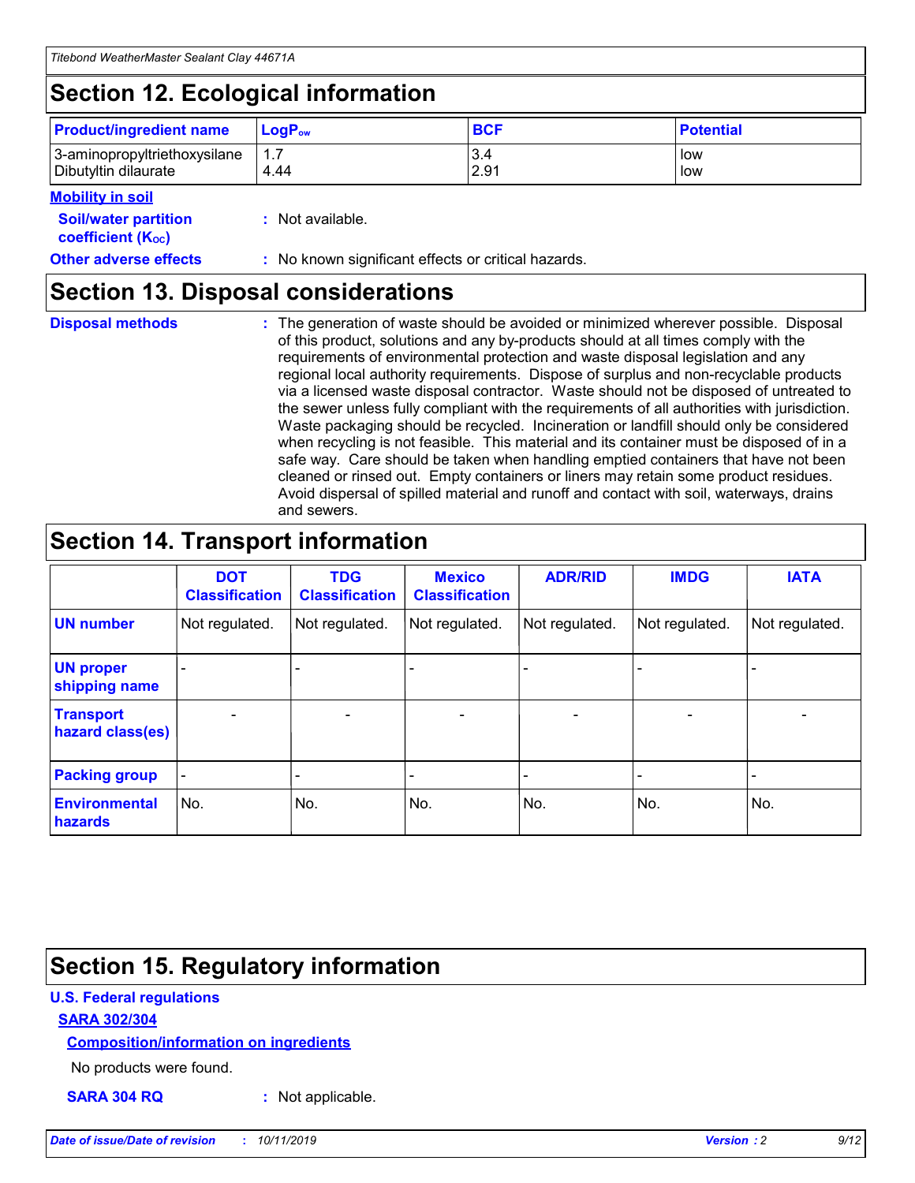## Section 12. Ecological information

| Product/ingredient name | $LogP_{ow}$ | BCF | Potential |
| --- | --- | --- | --- |
| 3-aminopropyltriethoxysilane | 1.7 | 3.4 | low |
| Dibutyltin dilaurate | 4.44 | 2.91 | low |

**Mobility in soil**

**Soil/water partition coefficient ($K_{OC}$)** : Not available.

**Other adverse effects** : No known significant effects or critical hazards.

## Section 13. Disposal considerations

**Disposal methods** : The generation of waste should be avoided or minimized wherever possible. Disposal of this product, solutions and any by-products should at all times comply with the requirements of environmental protection and waste disposal legislation and any regional local authority requirements. Dispose of surplus and non-recyclable products via a licensed waste disposal contractor. Waste should not be disposed of untreated to the sewer unless fully compliant with the requirements of all authorities with jurisdiction. Waste packaging should be recycled. Incineration or landfill should only be considered when recycling is not feasible. This material and its container must be disposed of in a safe way. Care should be taken when handling emptied containers that have not been cleaned or rinsed out. Empty containers or liners may retain some product residues. Avoid dispersal of spilled material and runoff and contact with soil, waterways, drains and sewers.

## Section 14. Transport information

| | DOT Classification | TDG Classification | Mexico Classification | ADR/RID | IMDG | IATA |
| --- | --- | --- | --- | --- | --- | --- |
| UN number | Not regulated. | Not regulated. | Not regulated. | Not regulated. | Not regulated. | Not regulated. |
| UN proper shipping name | - | - | - | - | - | - |
| Transport hazard class(es) | - | - | - | - | - | - |
| Packing group | - | - | - | - | - | - |
| Environmental hazards | No. | No. | No. | No. | No. | No. |

## Section 15. Regulatory information

**U.S. Federal regulations**

**SARA 302/304**

**Composition/information on ingredients**

No products were found.

**SARA 304 RQ** : Not applicable.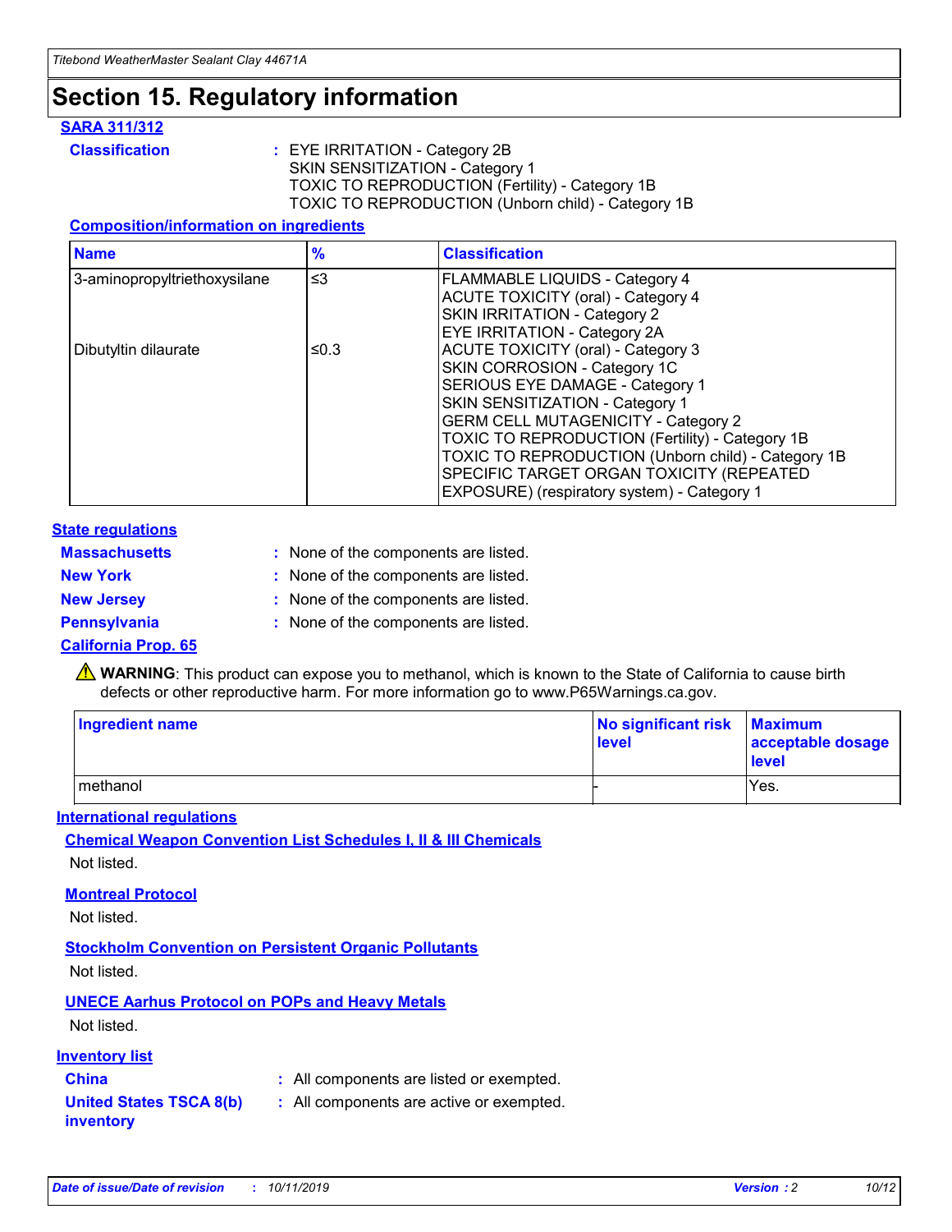# Section 15. Regulatory information

**SARA 311/312**

**Classification** : EYE IRRITATION - Category 2B
SKIN SENSITIZATION - Category 1
TOXIC TO REPRODUCTION (Fertility) - Category 1B
TOXIC TO REPRODUCTION (Unborn child) - Category 1B

**Composition/information on ingredients**

| Name | % | Classification |
|---|---|---|
| 3-aminopropyltriethoxysilane | ≤3 | FLAMMABLE LIQUIDS - Category 4<br>ACUTE TOXICITY (oral) - Category 4<br>SKIN IRRITATION - Category 2<br>EYE IRRITATION - Category 2A |
| Dibutyltin dilaurate | ≤0.3 | ACUTE TOXICITY (oral) - Category 3<br>SKIN CORROSION - Category 1C<br>SERIOUS EYE DAMAGE - Category 1<br>SKIN SENSITIZATION - Category 1<br>GERM CELL MUTAGENICITY - Category 2<br>TOXIC TO REPRODUCTION (Fertility) - Category 1B<br>TOXIC TO REPRODUCTION (Unborn child) - Category 1B<br>SPECIFIC TARGET ORGAN TOXICITY (REPEATED EXPOSURE) (respiratory system) - Category 1 |

**State regulations**

**Massachusetts** : None of the components are listed.

**New York** : None of the components are listed.

**New Jersey** : None of the components are listed.

**Pennsylvania** : None of the components are listed.

**California Prop. 65**

⚠ **WARNING**: This product can expose you to methanol, which is known to the State of California to cause birth defects or other reproductive harm. For more information go to www.P65Warnings.ca.gov.

| Ingredient name | No significant risk level | Maximum acceptable dosage level |
|---|---|---|
| methanol | - | Yes. |

**International regulations**

**Chemical Weapon Convention List Schedules I, II & III Chemicals**

Not listed.

**Montreal Protocol**

Not listed.

**Stockholm Convention on Persistent Organic Pollutants**

Not listed.

**UNECE Aarhus Protocol on POPs and Heavy Metals**

Not listed.

**Inventory list**

**China** : All components are listed or exempted.

**United States TSCA 8(b) inventory** : All components are active or exempted.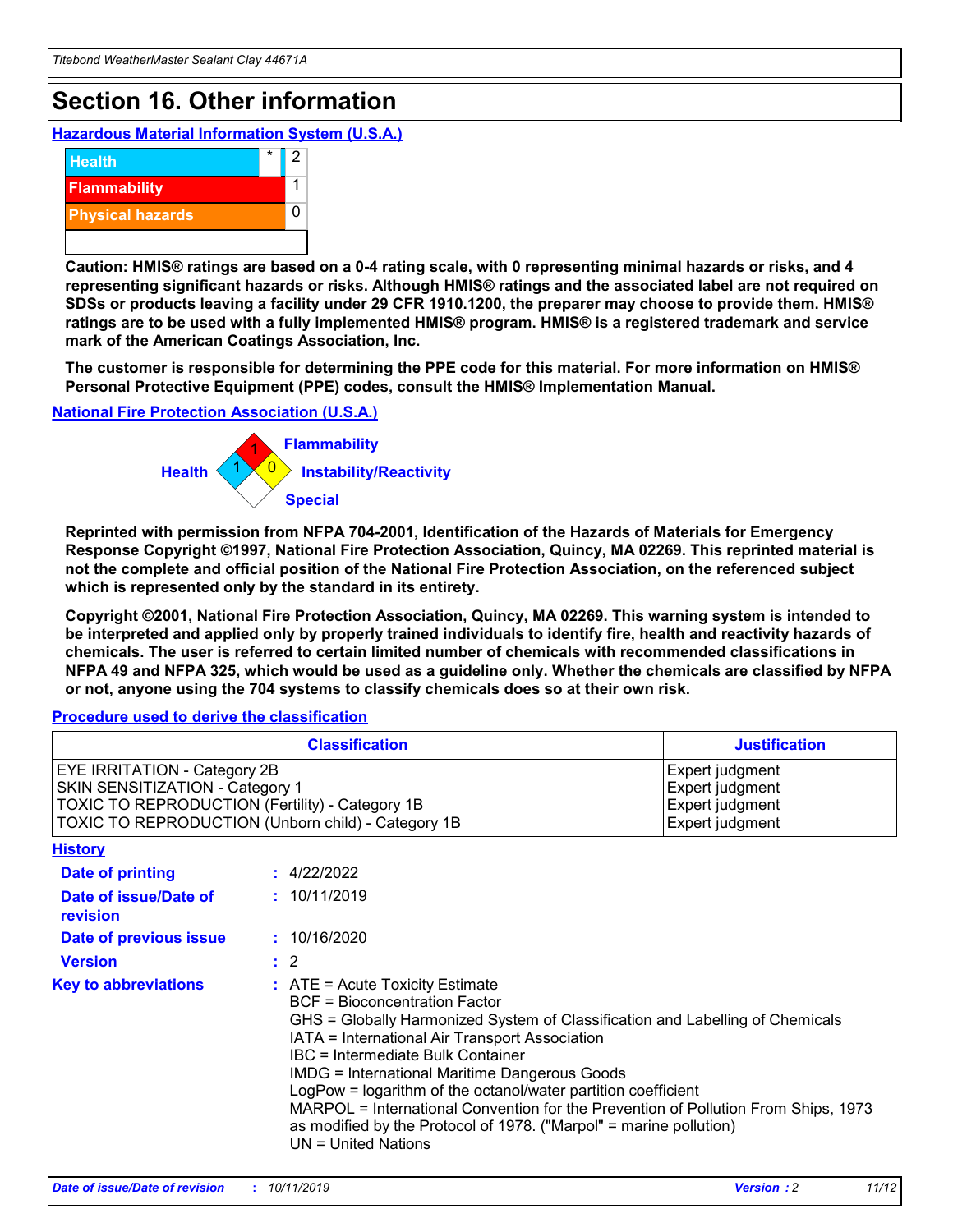# Section 16. Other information

**Hazardous Material Information System (U.S.A.)**

| | | |
|---|---|---|
| Health | * | 2 |
| Flammability | | 1 |
| Physical hazards | | 0 |

**Caution: HMIS® ratings are based on a 0-4 rating scale, with 0 representing minimal hazards or risks, and 4 representing significant hazards or risks. Although HMIS® ratings and the associated label are not required on SDSs or products leaving a facility under 29 CFR 1910.1200, the preparer may choose to provide them. HMIS® ratings are to be used with a fully implemented HMIS® program. HMIS® is a registered trademark and service mark of the American Coatings Association, Inc.**

**The customer is responsible for determining the PPE code for this material. For more information on HMIS® Personal Protective Equipment (PPE) codes, consult the HMIS® Implementation Manual.**

**National Fire Protection Association (U.S.A.)**

Health: 1
Flammability: 1
Instability/Reactivity: 0
Special:

**Reprinted with permission from NFPA 704-2001, Identification of the Hazards of Materials for Emergency Response Copyright ©1997, National Fire Protection Association, Quincy, MA 02269. This reprinted material is not the complete and official position of the National Fire Protection Association, on the referenced subject which is represented only by the standard in its entirety.**

**Copyright ©2001, National Fire Protection Association, Quincy, MA 02269. This warning system is intended to be interpreted and applied only by properly trained individuals to identify fire, health and reactivity hazards of chemicals. The user is referred to certain limited number of chemicals with recommended classifications in NFPA 49 and NFPA 325, which would be used as a guideline only. Whether the chemicals are classified by NFPA or not, anyone using the 704 systems to classify chemicals does so at their own risk.**

**Procedure used to derive the classification**

| Classification | Justification |
|---|---|
| EYE IRRITATION - Category 2B | Expert judgment |
| SKIN SENSITIZATION - Category 1 | Expert judgment |
| TOXIC TO REPRODUCTION (Fertility) - Category 1B | Expert judgment |
| TOXIC TO REPRODUCTION (Unborn child) - Category 1B | Expert judgment |

**History**

**Date of printing** : 4/22/2022

**Date of issue/Date of revision** : 10/11/2019

**Date of previous issue** : 10/16/2020

**Version** : 2

**Key to abbreviations** : ATE = Acute Toxicity Estimate
BCF = Bioconcentration Factor
GHS = Globally Harmonized System of Classification and Labelling of Chemicals
IATA = International Air Transport Association
IBC = Intermediate Bulk Container
IMDG = International Maritime Dangerous Goods
LogPow = logarithm of the octanol/water partition coefficient
MARPOL = International Convention for the Prevention of Pollution From Ships, 1973 as modified by the Protocol of 1978. ("Marpol" = marine pollution)
UN = United Nations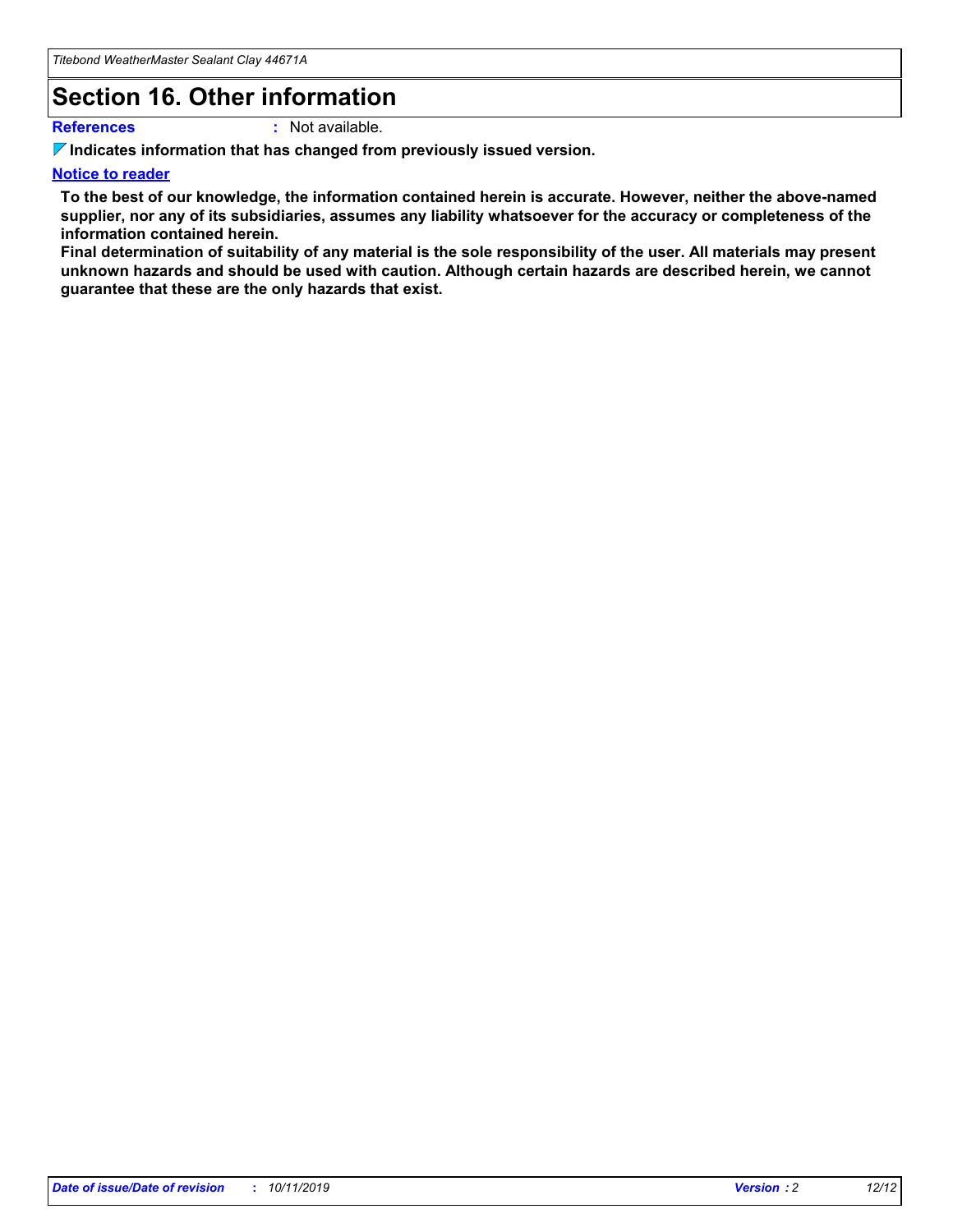# Section 16. Other information

**References** : Not available.

**Indicates information that has changed from previously issued version.**

**Notice to reader**

**To the best of our knowledge, the information contained herein is accurate. However, neither the above-named supplier, nor any of its subsidiaries, assumes any liability whatsoever for the accuracy or completeness of the information contained herein.**

**Final determination of suitability of any material is the sole responsibility of the user. All materials may present unknown hazards and should be used with caution. Although certain hazards are described herein, we cannot guarantee that these are the only hazards that exist.**